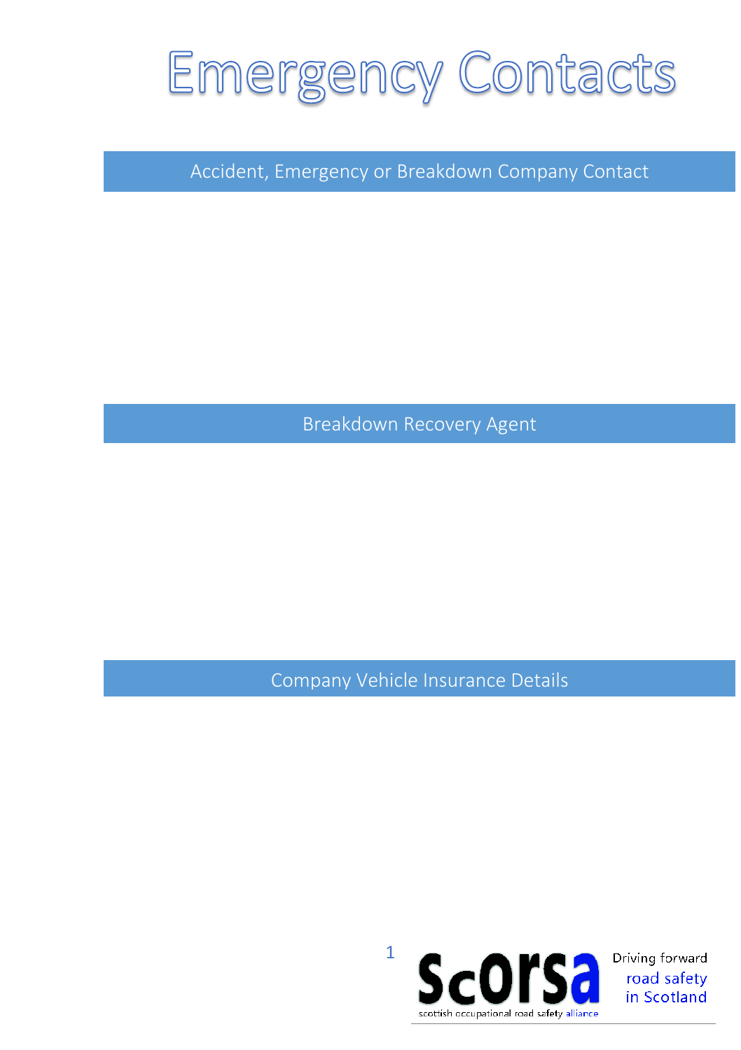# Emergency Contacts

## Accident, Emergency or Breakdown Company Contact

## Breakdown Recovery Agent

## Company Vehicle Insurance Details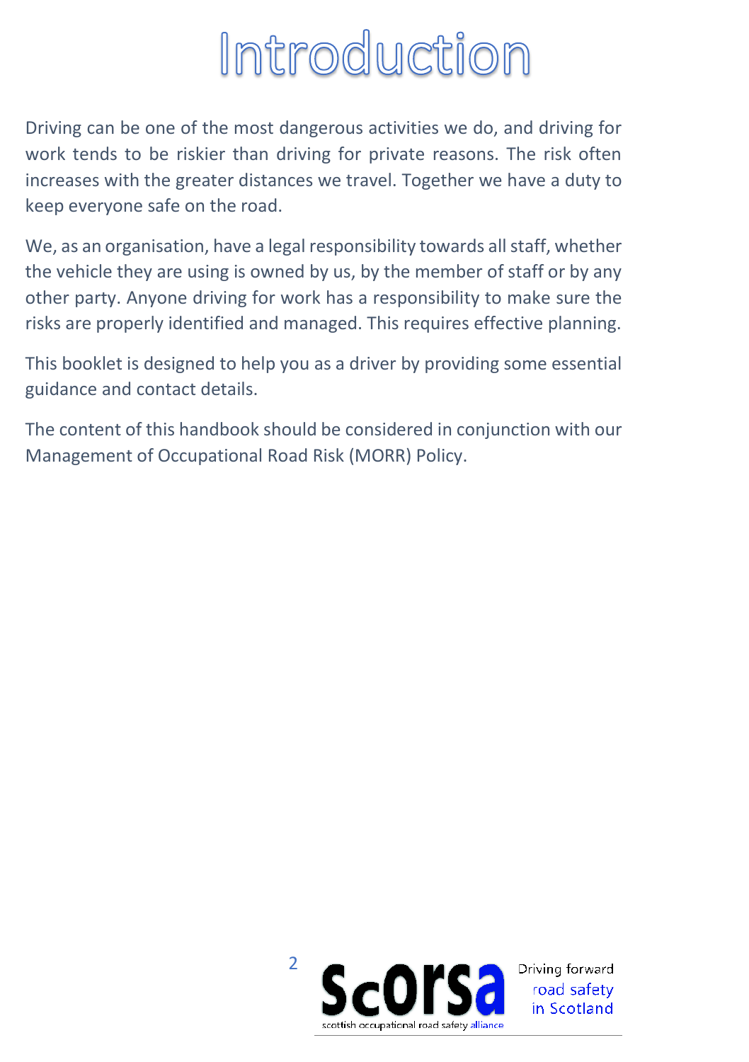# Introduction

Driving can be one of the most dangerous activities we do, and driving for work tends to be riskier than driving for private reasons. The risk often increases with the greater distances we travel. Together we have a duty to keep everyone safe on the road.

We, as an organisation, have a legal responsibility towards all staff, whether the vehicle they are using is owned by us, by the member of staff or by any other party. Anyone driving for work has a responsibility to make sure the risks are properly identified and managed. This requires effective planning.

This booklet is designed to help you as a driver by providing some essential guidance and contact details.

The content of this handbook should be considered in conjunction with our Management of Occupational Road Risk (MORR) Policy.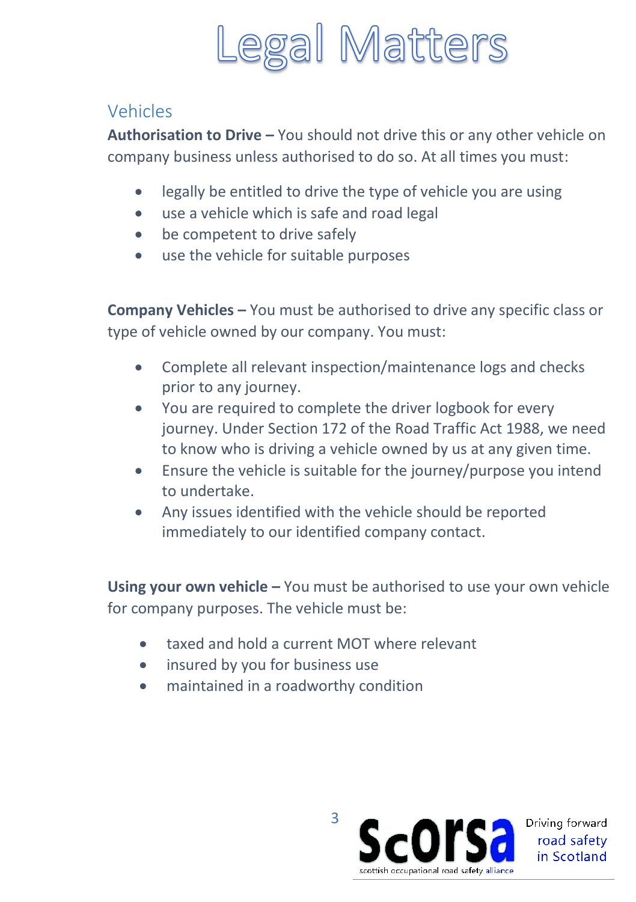# Legal Matters

## Vehicles

**Authorisation to Drive –** You should not drive this or any other vehicle on company business unless authorised to do so. At all times you must:

- legally be entitled to drive the type of vehicle you are using
- use a vehicle which is safe and road legal
- be competent to drive safely
- use the vehicle for suitable purposes

**Company Vehicles –** You must be authorised to drive any specific class or type of vehicle owned by our company. You must:

- Complete all relevant inspection/maintenance logs and checks prior to any journey.
- You are required to complete the driver logbook for every journey. Under Section 172 of the Road Traffic Act 1988, we need to know who is driving a vehicle owned by us at any given time.
- Ensure the vehicle is suitable for the journey/purpose you intend to undertake.
- Any issues identified with the vehicle should be reported immediately to our identified company contact.

**Using your own vehicle –** You must be authorised to use your own vehicle for company purposes. The vehicle must be:

- taxed and hold a current MOT where relevant
- insured by you for business use
- maintained in a roadworthy condition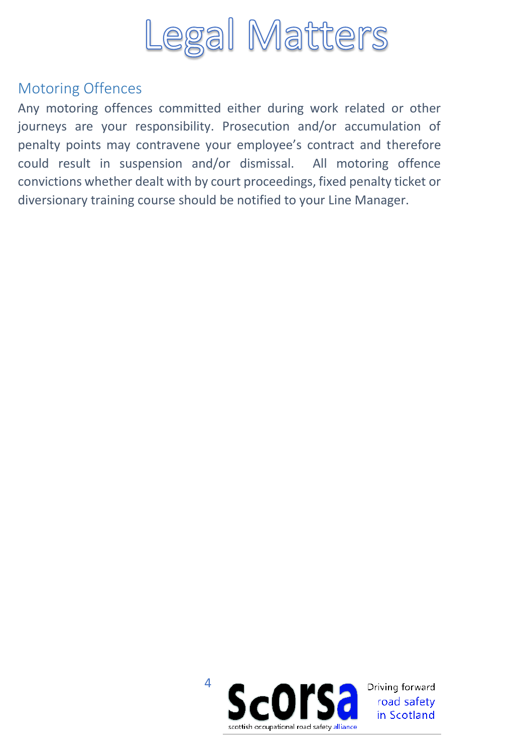# Legal Matters

## Motoring Offences

Any motoring offences committed either during work related or other journeys are your responsibility. Prosecution and/or accumulation of penalty points may contravene your employee's contract and therefore could result in suspension and/or dismissal. All motoring offence convictions whether dealt with by court proceedings, fixed penalty ticket or diversionary training course should be notified to your Line Manager.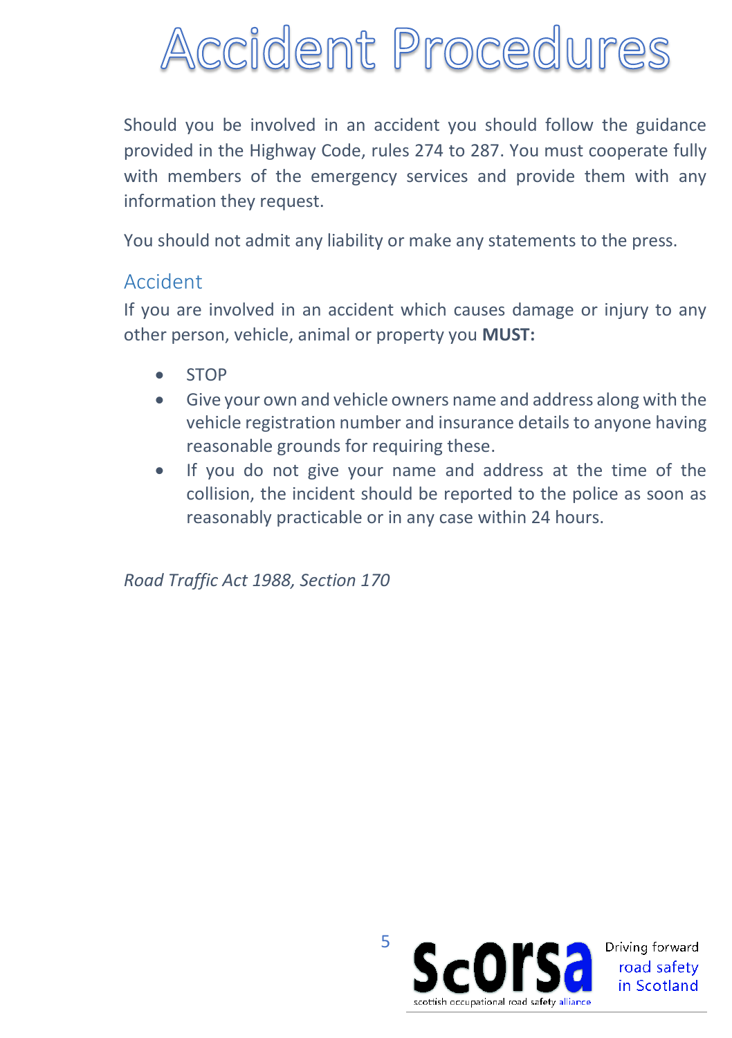# Accident Procedures

Should you be involved in an accident you should follow the guidance provided in the Highway Code, rules 274 to 287. You must cooperate fully with members of the emergency services and provide them with any information they request.

You should not admit any liability or make any statements to the press.

## Accident

If you are involved in an accident which causes damage or injury to any other person, vehicle, animal or property you **MUST:**

- STOP
- Give your own and vehicle owners name and address along with the vehicle registration number and insurance details to anyone having reasonable grounds for requiring these.
- If you do not give your name and address at the time of the collision, the incident should be reported to the police as soon as reasonably practicable or in any case within 24 hours.

*Road Traffic Act 1988, Section 170*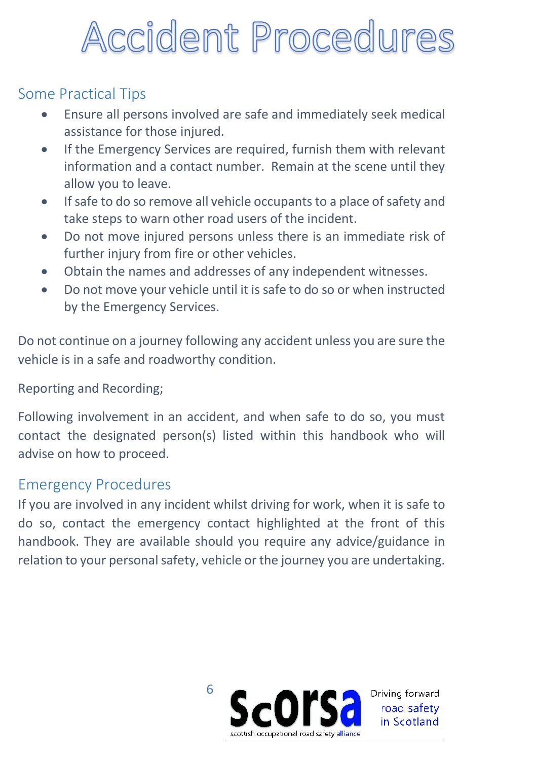# Accident Procedures

## Some Practical Tips

- Ensure all persons involved are safe and immediately seek medical assistance for those injured.
- If the Emergency Services are required, furnish them with relevant information and a contact number. Remain at the scene until they allow you to leave.
- If safe to do so remove all vehicle occupants to a place of safety and take steps to warn other road users of the incident.
- Do not move injured persons unless there is an immediate risk of further injury from fire or other vehicles.
- Obtain the names and addresses of any independent witnesses.
- Do not move your vehicle until it is safe to do so or when instructed by the Emergency Services.

Do not continue on a journey following any accident unless you are sure the vehicle is in a safe and roadworthy condition.

Reporting and Recording;

Following involvement in an accident, and when safe to do so, you must contact the designated person(s) listed within this handbook who will advise on how to proceed.

## Emergency Procedures

If you are involved in any incident whilst driving for work, when it is safe to do so, contact the emergency contact highlighted at the front of this handbook. They are available should you require any advice/guidance in relation to your personal safety, vehicle or the journey you are undertaking.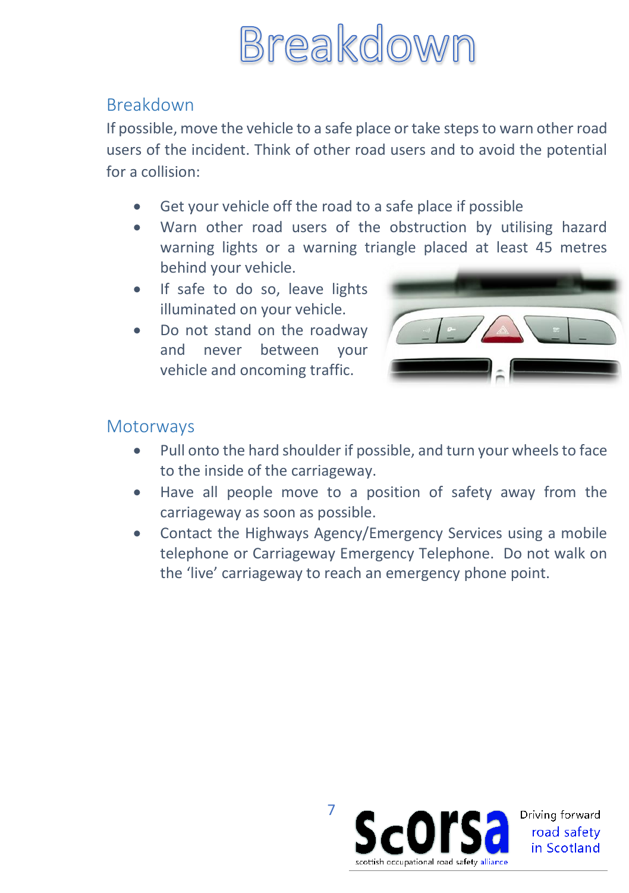# Breakdown

## Breakdown

If possible, move the vehicle to a safe place or take steps to warn other road users of the incident. Think of other road users and to avoid the potential for a collision:

- Get your vehicle off the road to a safe place if possible
- Warn other road users of the obstruction by utilising hazard warning lights or a warning triangle placed at least 45 metres behind your vehicle.
- If safe to do so, leave lights illuminated on your vehicle.
- Do not stand on the roadway and never between your vehicle and oncoming traffic.

## Motorways

- Pull onto the hard shoulder if possible, and turn your wheels to face to the inside of the carriageway.
- Have all people move to a position of safety away from the carriageway as soon as possible.
- Contact the Highways Agency/Emergency Services using a mobile telephone or Carriageway Emergency Telephone. Do not walk on the 'live' carriageway to reach an emergency phone point.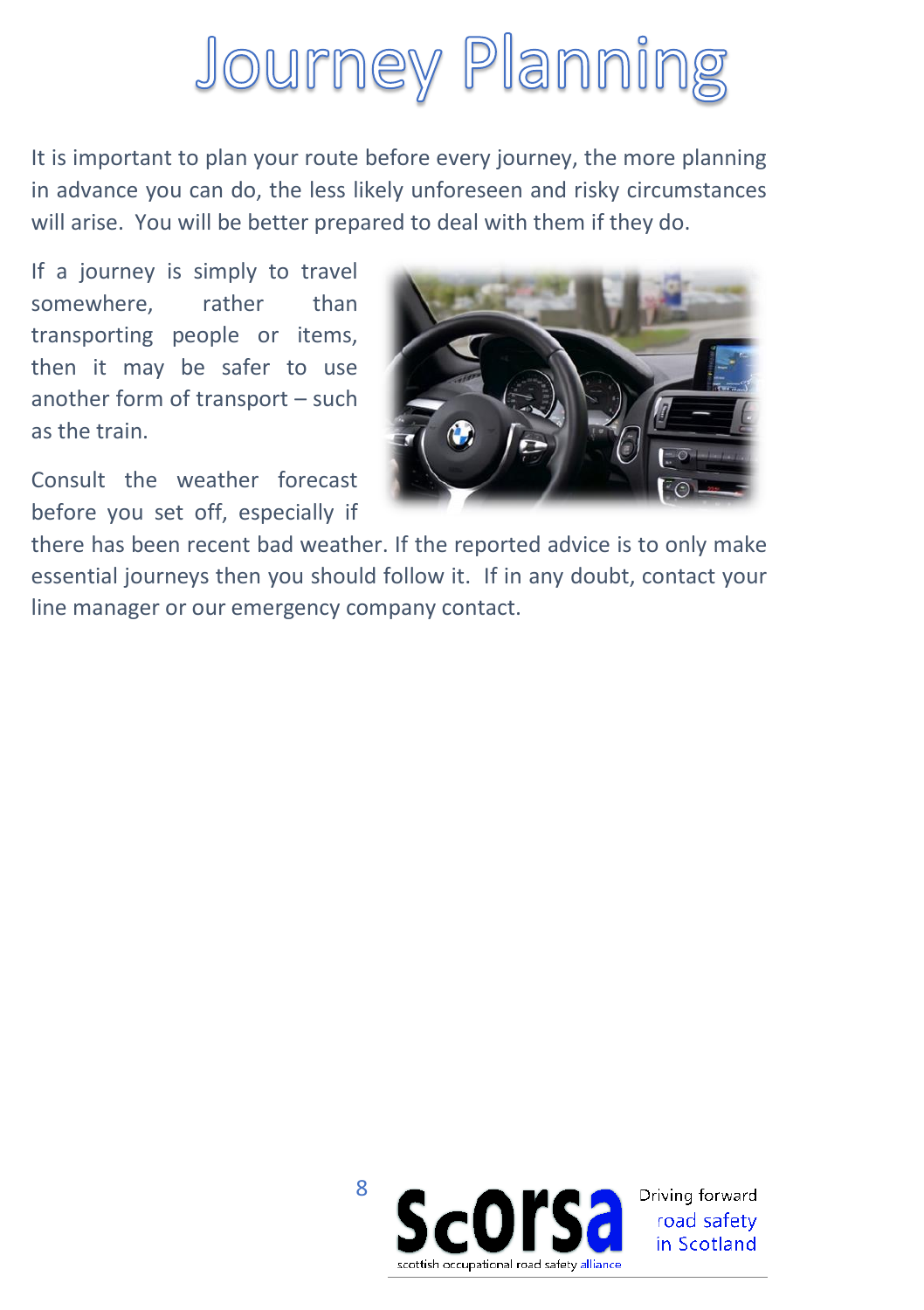# Journey Planning

It is important to plan your route before every journey, the more planning in advance you can do, the less likely unforeseen and risky circumstances will arise. You will be better prepared to deal with them if they do.

If a journey is simply to travel somewhere, rather than transporting people or items, then it may be safer to use another form of transport – such as the train.

Consult the weather forecast before you set off, especially if there has been recent bad weather. If the reported advice is to only make essential journeys then you should follow it. If in any doubt, contact your line manager or our emergency company contact.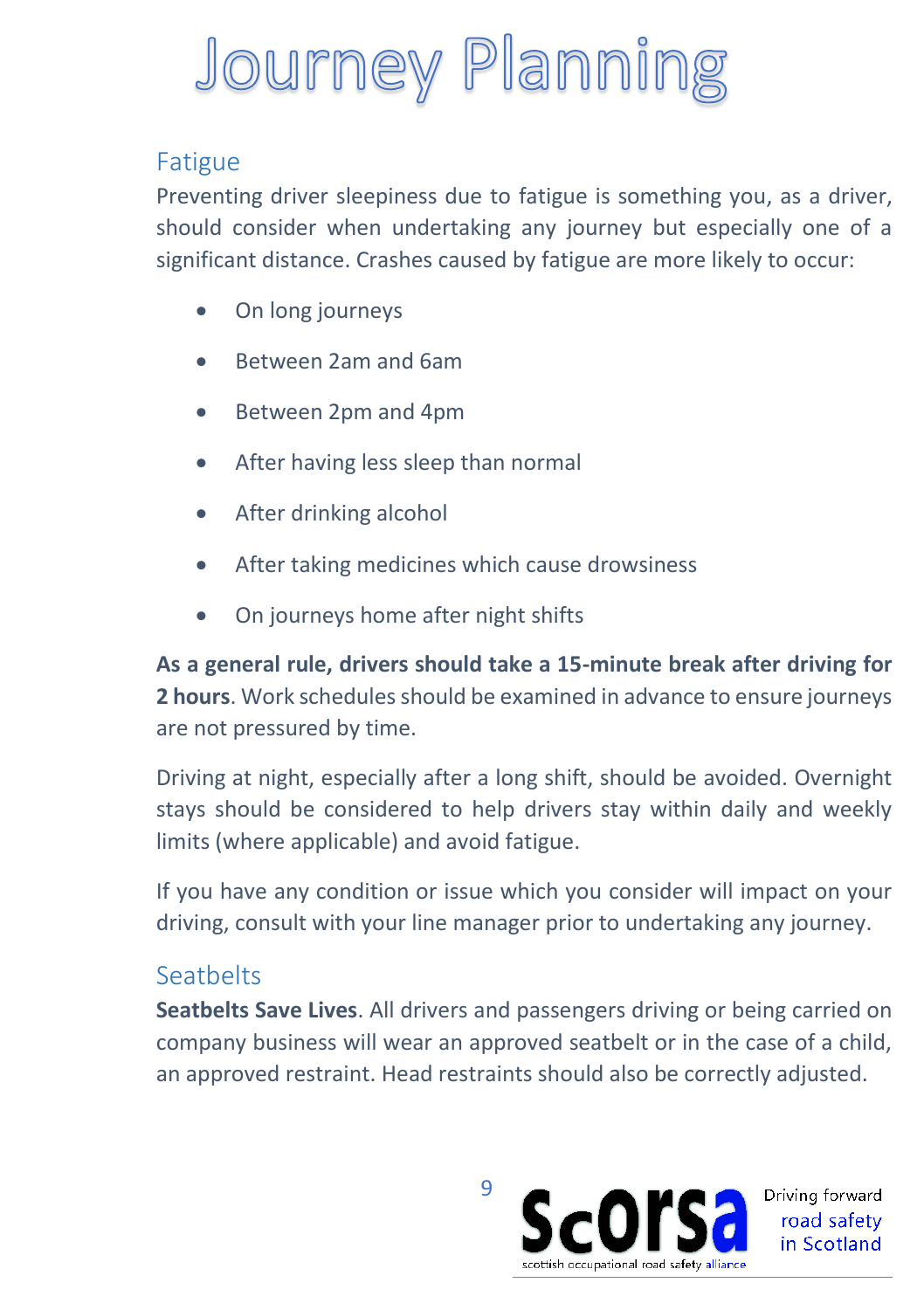# Journey Planning

## Fatigue

Preventing driver sleepiness due to fatigue is something you, as a driver, should consider when undertaking any journey but especially one of a significant distance. Crashes caused by fatigue are more likely to occur:

- On long journeys
- Between 2am and 6am
- Between 2pm and 4pm
- After having less sleep than normal
- After drinking alcohol
- After taking medicines which cause drowsiness
- On journeys home after night shifts

**As a general rule, drivers should take a 15-minute break after driving for 2 hours**. Work schedules should be examined in advance to ensure journeys are not pressured by time.

Driving at night, especially after a long shift, should be avoided. Overnight stays should be considered to help drivers stay within daily and weekly limits (where applicable) and avoid fatigue.

If you have any condition or issue which you consider will impact on your driving, consult with your line manager prior to undertaking any journey.

## Seatbelts

**Seatbelts Save Lives**. All drivers and passengers driving or being carried on company business will wear an approved seatbelt or in the case of a child, an approved restraint. Head restraints should also be correctly adjusted.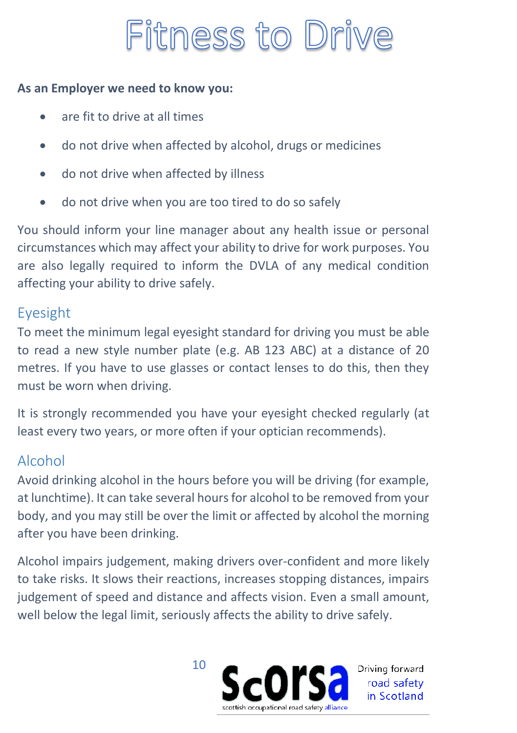# Fitness to Drive

**As an Employer we need to know you:**

- are fit to drive at all times
- do not drive when affected by alcohol, drugs or medicines
- do not drive when affected by illness
- do not drive when you are too tired to do so safely

You should inform your line manager about any health issue or personal circumstances which may affect your ability to drive for work purposes. You are also legally required to inform the DVLA of any medical condition affecting your ability to drive safely.

## Eyesight

To meet the minimum legal eyesight standard for driving you must be able to read a new style number plate (e.g. AB 123 ABC) at a distance of 20 metres. If you have to use glasses or contact lenses to do this, then they must be worn when driving.

It is strongly recommended you have your eyesight checked regularly (at least every two years, or more often if your optician recommends).

## Alcohol

Avoid drinking alcohol in the hours before you will be driving (for example, at lunchtime). It can take several hours for alcohol to be removed from your body, and you may still be over the limit or affected by alcohol the morning after you have been drinking.

Alcohol impairs judgement, making drivers over-confident and more likely to take risks. It slows their reactions, increases stopping distances, impairs judgement of speed and distance and affects vision. Even a small amount, well below the legal limit, seriously affects the ability to drive safely.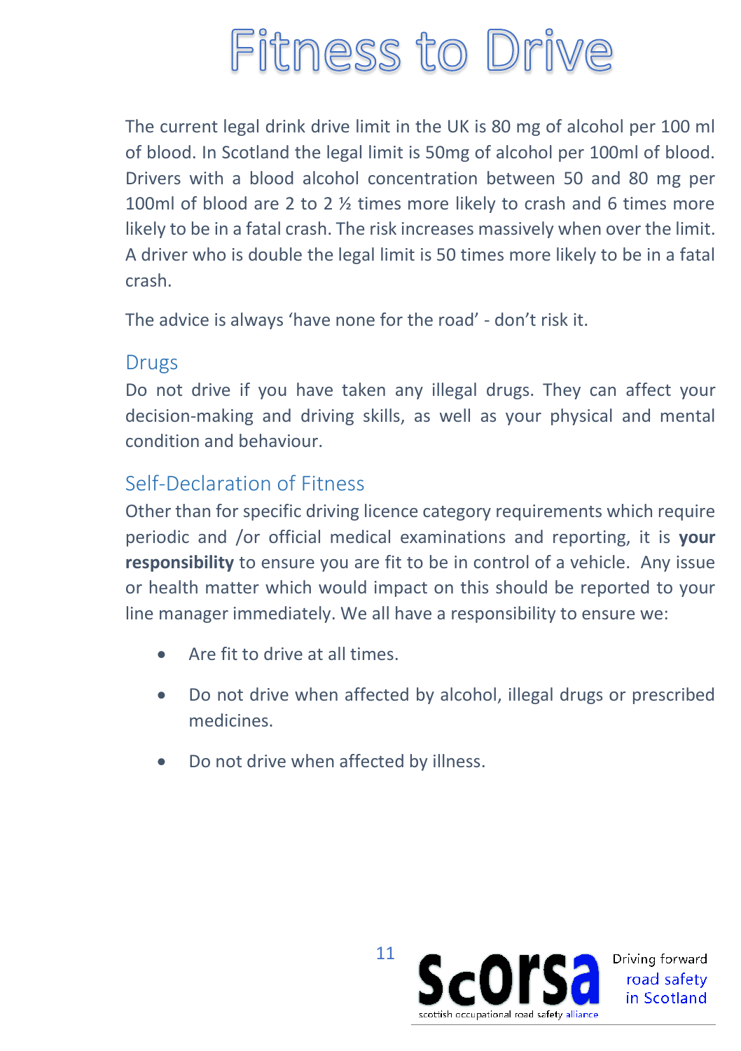# Fitness to Drive

The current legal drink drive limit in the UK is 80 mg of alcohol per 100 ml of blood. In Scotland the legal limit is 50mg of alcohol per 100ml of blood. Drivers with a blood alcohol concentration between 50 and 80 mg per 100ml of blood are 2 to 2 ½ times more likely to crash and 6 times more likely to be in a fatal crash. The risk increases massively when over the limit. A driver who is double the legal limit is 50 times more likely to be in a fatal crash.

The advice is always 'have none for the road' - don't risk it.

## Drugs

Do not drive if you have taken any illegal drugs. They can affect your decision-making and driving skills, as well as your physical and mental condition and behaviour.

## Self-Declaration of Fitness

Other than for specific driving licence category requirements which require periodic and /or official medical examinations and reporting, it is **your responsibility** to ensure you are fit to be in control of a vehicle. Any issue or health matter which would impact on this should be reported to your line manager immediately. We all have a responsibility to ensure we:

- Are fit to drive at all times.
- Do not drive when affected by alcohol, illegal drugs or prescribed medicines.
- Do not drive when affected by illness.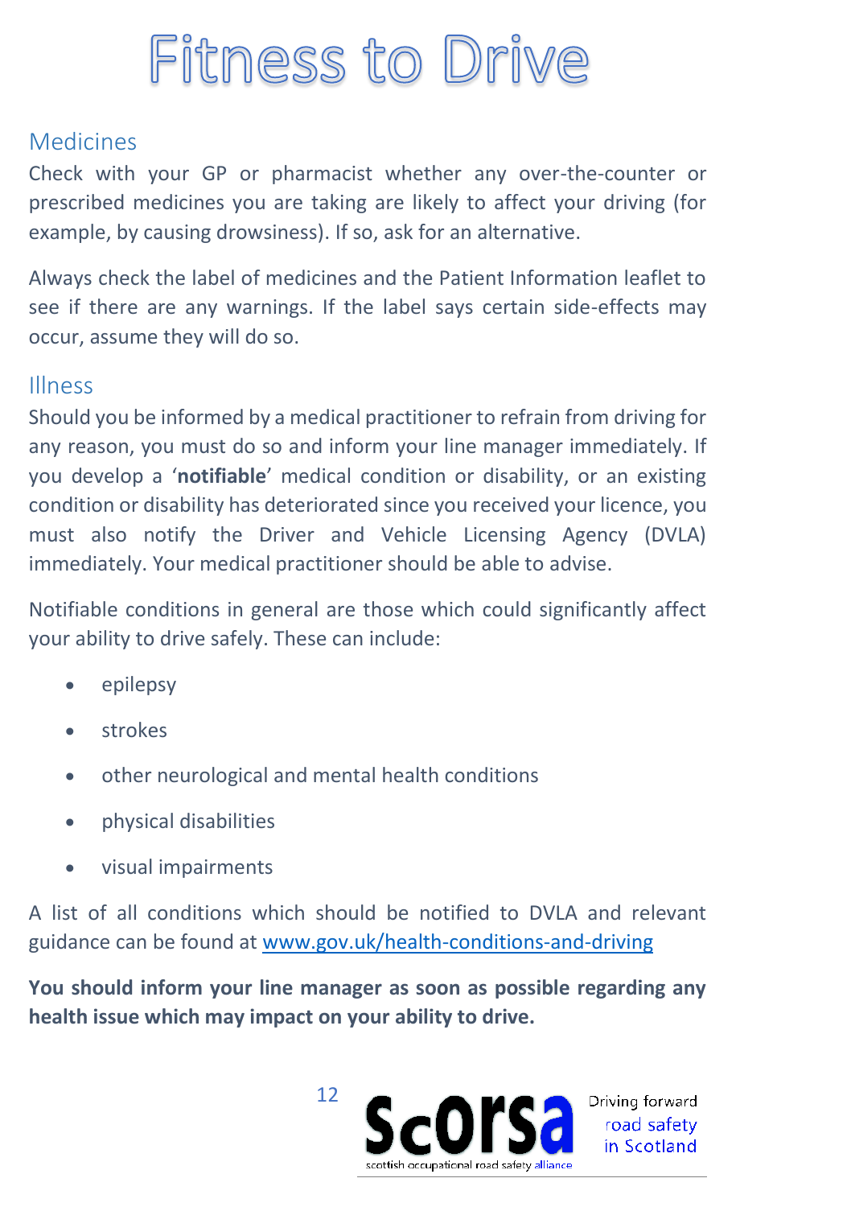# Fitness to Drive

## Medicines

Check with your GP or pharmacist whether any over-the-counter or prescribed medicines you are taking are likely to affect your driving (for example, by causing drowsiness). If so, ask for an alternative.

Always check the label of medicines and the Patient Information leaflet to see if there are any warnings. If the label says certain side-effects may occur, assume they will do so.

## Illness

Should you be informed by a medical practitioner to refrain from driving for any reason, you must do so and inform your line manager immediately. If you develop a '**notifiable**' medical condition or disability, or an existing condition or disability has deteriorated since you received your licence, you must also notify the Driver and Vehicle Licensing Agency (DVLA) immediately. Your medical practitioner should be able to advise.

Notifiable conditions in general are those which could significantly affect your ability to drive safely. These can include:

- epilepsy
- strokes
- other neurological and mental health conditions
- physical disabilities
- visual impairments

A list of all conditions which should be notified to DVLA and relevant guidance can be found at [www.gov.uk/health-conditions-and-driving](http://www.gov.uk/health-conditions-and-driving)

**You should inform your line manager as soon as possible regarding any health issue which may impact on your ability to drive.**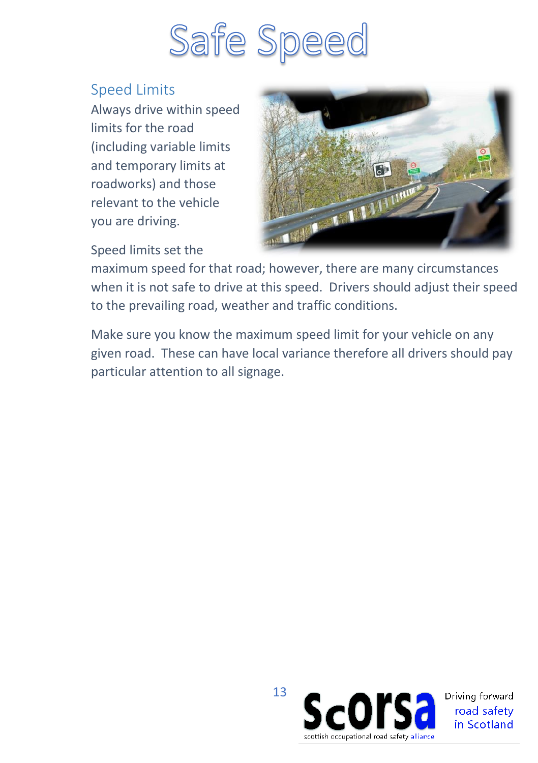# Safe Speed

## Speed Limits

Always drive within speed limits for the road (including variable limits and temporary limits at roadworks) and those relevant to the vehicle you are driving.

Speed limits set the maximum speed for that road; however, there are many circumstances when it is not safe to drive at this speed. Drivers should adjust their speed to the prevailing road, weather and traffic conditions.

Make sure you know the maximum speed limit for your vehicle on any given road. These can have local variance therefore all drivers should pay particular attention to all signage.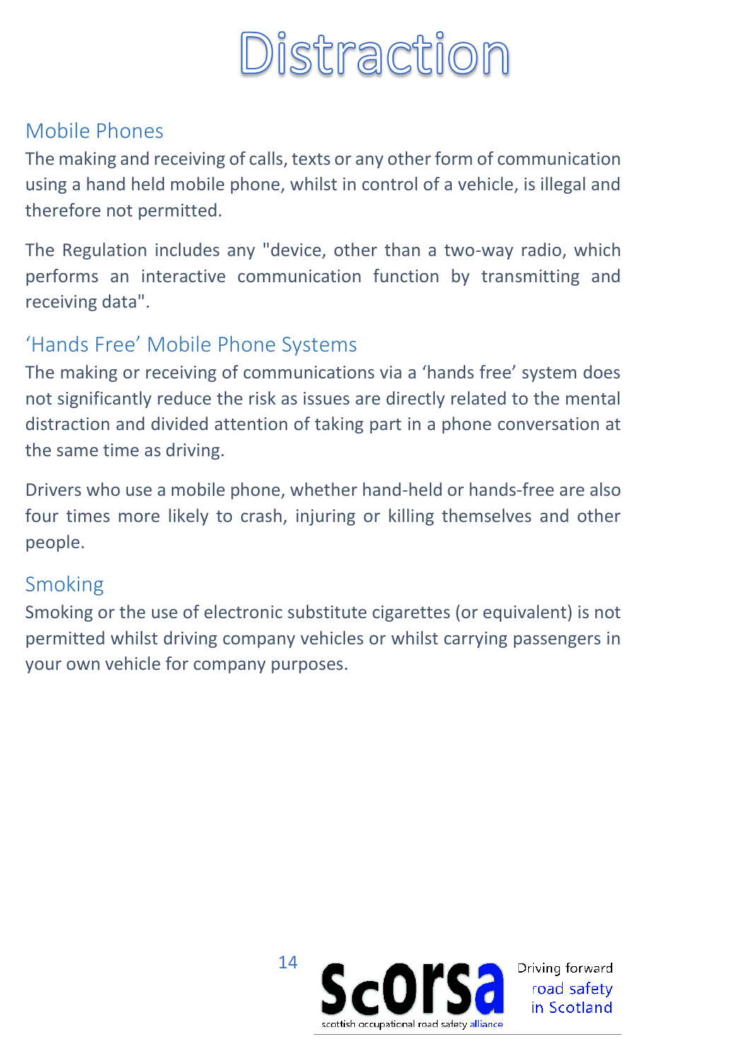# Distraction

## Mobile Phones

The making and receiving of calls, texts or any other form of communication using a hand held mobile phone, whilst in control of a vehicle, is illegal and therefore not permitted.

The Regulation includes any "device, other than a two-way radio, which performs an interactive communication function by transmitting and receiving data".

## 'Hands Free' Mobile Phone Systems

The making or receiving of communications via a 'hands free' system does not significantly reduce the risk as issues are directly related to the mental distraction and divided attention of taking part in a phone conversation at the same time as driving.

Drivers who use a mobile phone, whether hand-held or hands-free are also four times more likely to crash, injuring or killing themselves and other people.

## Smoking

Smoking or the use of electronic substitute cigarettes (or equivalent) is not permitted whilst driving company vehicles or whilst carrying passengers in your own vehicle for company purposes.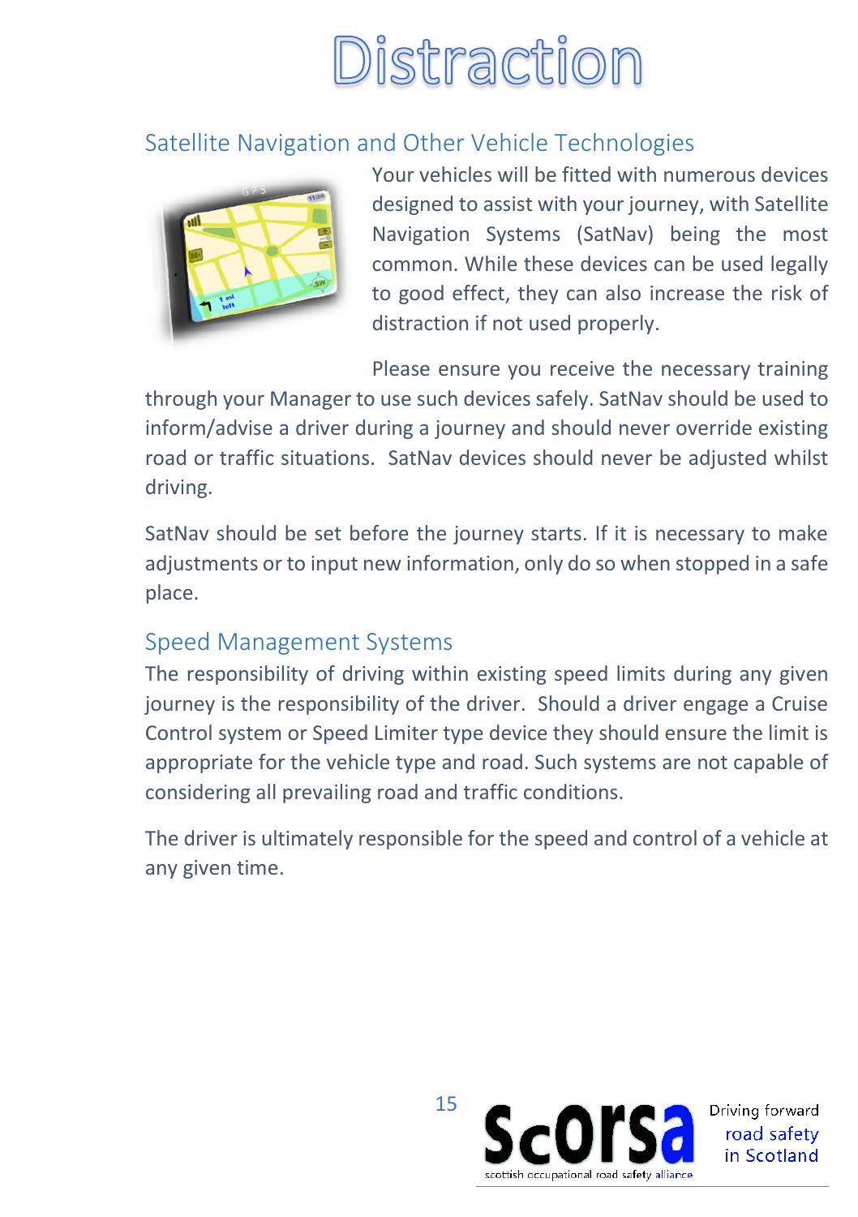# Distraction

## Satellite Navigation and Other Vehicle Technologies

Your vehicles will be fitted with numerous devices designed to assist with your journey, with Satellite Navigation Systems (SatNav) being the most common. While these devices can be used legally to good effect, they can also increase the risk of distraction if not used properly.

Please ensure you receive the necessary training through your Manager to use such devices safely. SatNav should be used to inform/advise a driver during a journey and should never override existing road or traffic situations. SatNav devices should never be adjusted whilst driving.

SatNav should be set before the journey starts. If it is necessary to make adjustments or to input new information, only do so when stopped in a safe place.

## Speed Management Systems

The responsibility of driving within existing speed limits during any given journey is the responsibility of the driver. Should a driver engage a Cruise Control system or Speed Limiter type device they should ensure the limit is appropriate for the vehicle type and road. Such systems are not capable of considering all prevailing road and traffic conditions.

The driver is ultimately responsible for the speed and control of a vehicle at any given time.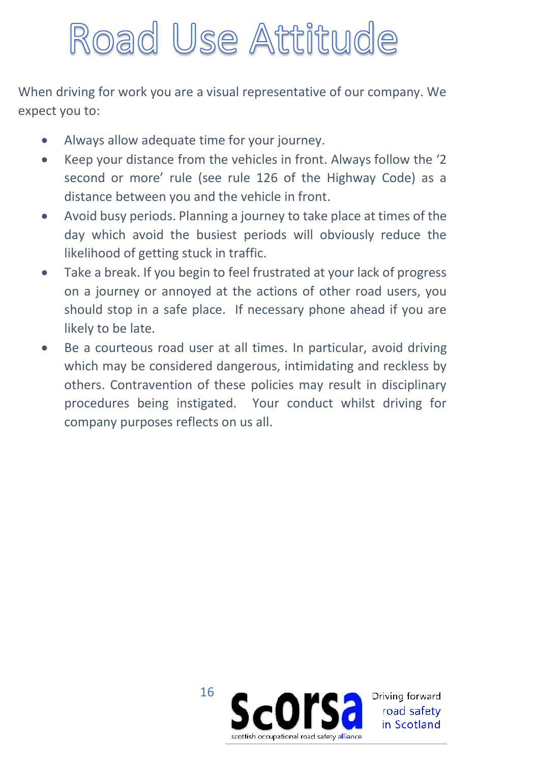# Road Use Attitude

When driving for work you are a visual representative of our company. We expect you to:

- Always allow adequate time for your journey.
- Keep your distance from the vehicles in front. Always follow the '2 second or more' rule (see rule 126 of the Highway Code) as a distance between you and the vehicle in front.
- Avoid busy periods. Planning a journey to take place at times of the day which avoid the busiest periods will obviously reduce the likelihood of getting stuck in traffic.
- Take a break. If you begin to feel frustrated at your lack of progress on a journey or annoyed at the actions of other road users, you should stop in a safe place. If necessary phone ahead if you are likely to be late.
- Be a courteous road user at all times. In particular, avoid driving which may be considered dangerous, intimidating and reckless by others. Contravention of these policies may result in disciplinary procedures being instigated. Your conduct whilst driving for company purposes reflects on us all.